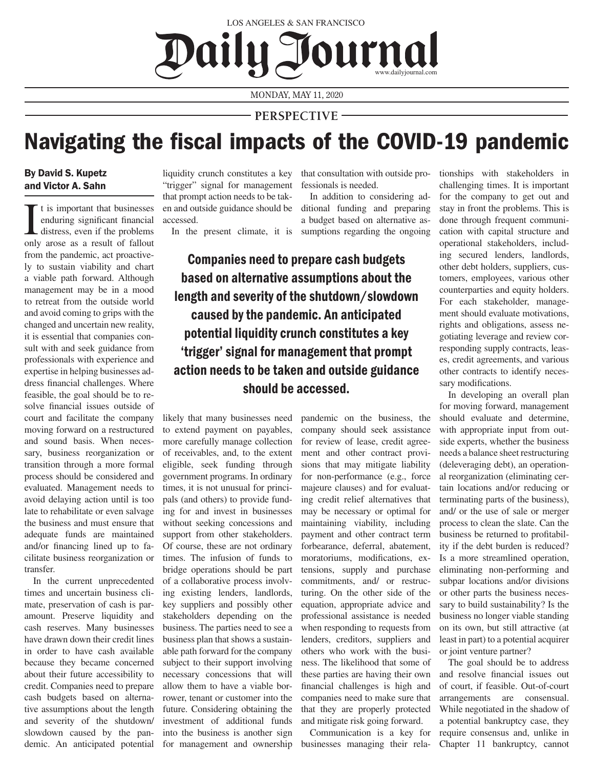LOS ANGELES & SAN FRANCISCO

# Daily Journal

www.dailyjournal.com

MONDAY, MAY 11, 2020

PERSPECTIVE

# Navigating the fiscal impacts of the COVID-19 pandemic

**By David S. Kupetz and Victor A. Sahn**

It is important that businesses enduring significant financial distress, even if the problems only arose as a result of fallout from the pandemic, act proactively to sustain viability and chart a viable path forward. Although management may be in a mood to retreat from the outside world and avoid coming to grips with the changed and uncertain new reality, it is essential that companies consult with and seek guidance from professionals with experience and expertise in helping businesses address financial challenges. Where feasible, the goal should be to resolve financial issues outside of court and facilitate the company moving forward on a restructured and sound basis. When necessary, business reorganization or transition through a more formal process should be considered and evaluated. Management needs to avoid delaying action until is too late to rehabilitate or even salvage the business and must ensure that adequate funds are maintained and/or financing lined up to facilitate business reorganization or transfer.

In the current unprecedented times and uncertain business climate, preservation of cash is paramount. Preserve liquidity and cash reserves. Many businesses have drawn down their credit lines in order to have cash available because they became concerned about their future accessibility to credit. Companies need to prepare cash budgets based on alternative assumptions about the length and severity of the shutdown/ slowdown caused by the pandemic. An anticipated potential liquidity crunch constitutes a key "trigger" signal for management that prompt action needs to be taken and outside guidance should be accessed.

In the present climate, it is likely that many businesses need to extend payment on payables, more carefully manage collection of receivables, and, to the extent eligible, seek funding through government programs. In ordinary times, it is not unusual for principals (and others) to provide funding for and invest in businesses without seeking concessions and support from other stakeholders. Of course, these are not ordinary times. The infusion of funds to bridge operations should be part of a collaborative process involving existing lenders, landlords, key suppliers and possibly other stakeholders depending on the business. The parties need to see a business plan that shows a sustainable path forward for the company subject to their support involving necessary concessions that will allow them to have a viable borrower, tenant or customer into the future. Considering obtaining the investment of additional funds into the business is another sign for management and ownership that consultation with outside professionals is needed.

> **Companies need to prepare cash budgets based on alternative assumptions about the length and severity of the shutdown/slowdown caused by the pandemic. An anticipated potential liquidity crunch constitutes a key 'trigger' signal for management that prompt action needs to be taken and outside guidance should be accessed.**

In addition to considering additional funding and preparing a budget based on alternative assumptions regarding the ongoing pandemic on the business, the company should seek assistance for review of lease, credit agreement and other contract provisions that may mitigate liability for non-performance (e.g., force majeure clauses) and for evaluating credit relief alternatives that may be necessary or optimal for maintaining viability, including payment and other contract term forbearance, deferral, abatement, moratoriums, modifications, extensions, supply and purchase commitments, and/ or restructuring. On the other side of the equation, appropriate advice and professional assistance is needed when responding to requests from lenders, creditors, suppliers and others who work with the business. The likelihood that some of these parties are having their own financial challenges is high and companies need to make sure that that they are properly protected and mitigate risk going forward.

Communication is a key for businesses managing their relationships with stakeholders in challenging times. It is important for the company to get out and stay in front the problems. This is done through frequent communication with capital structure and operational stakeholders, including secured lenders, landlords, other debt holders, suppliers, customers, employees, various other counterparties and equity holders. For each stakeholder, management should evaluate motivations, rights and obligations, assess negotiating leverage and review corresponding supply contracts, leases, credit agreements, and various other contracts to identify necessary modifications.

In developing an overall plan for moving forward, management should evaluate and determine, with appropriate input from outside experts, whether the business needs a balance sheet restructuring (deleveraging debt), an operational reorganization (eliminating certain locations and/or reducing or terminating parts of the business), and/ or the use of sale or merger process to clean the slate. Can the business be returned to profitability if the debt burden is reduced? Is a more streamlined operation, eliminating non-performing and subpar locations and/or divisions or other parts the business necessary to build sustainability? Is the business no longer viable standing on its own, but still attractive (at least in part) to a potential acquirer or joint venture partner?

The goal should be to address and resolve financial issues out of court, if feasible. Out-of-court arrangements are consensual. While negotiated in the shadow of a potential bankruptcy case, they require consensus and, unlike in Chapter 11 bankruptcy, cannot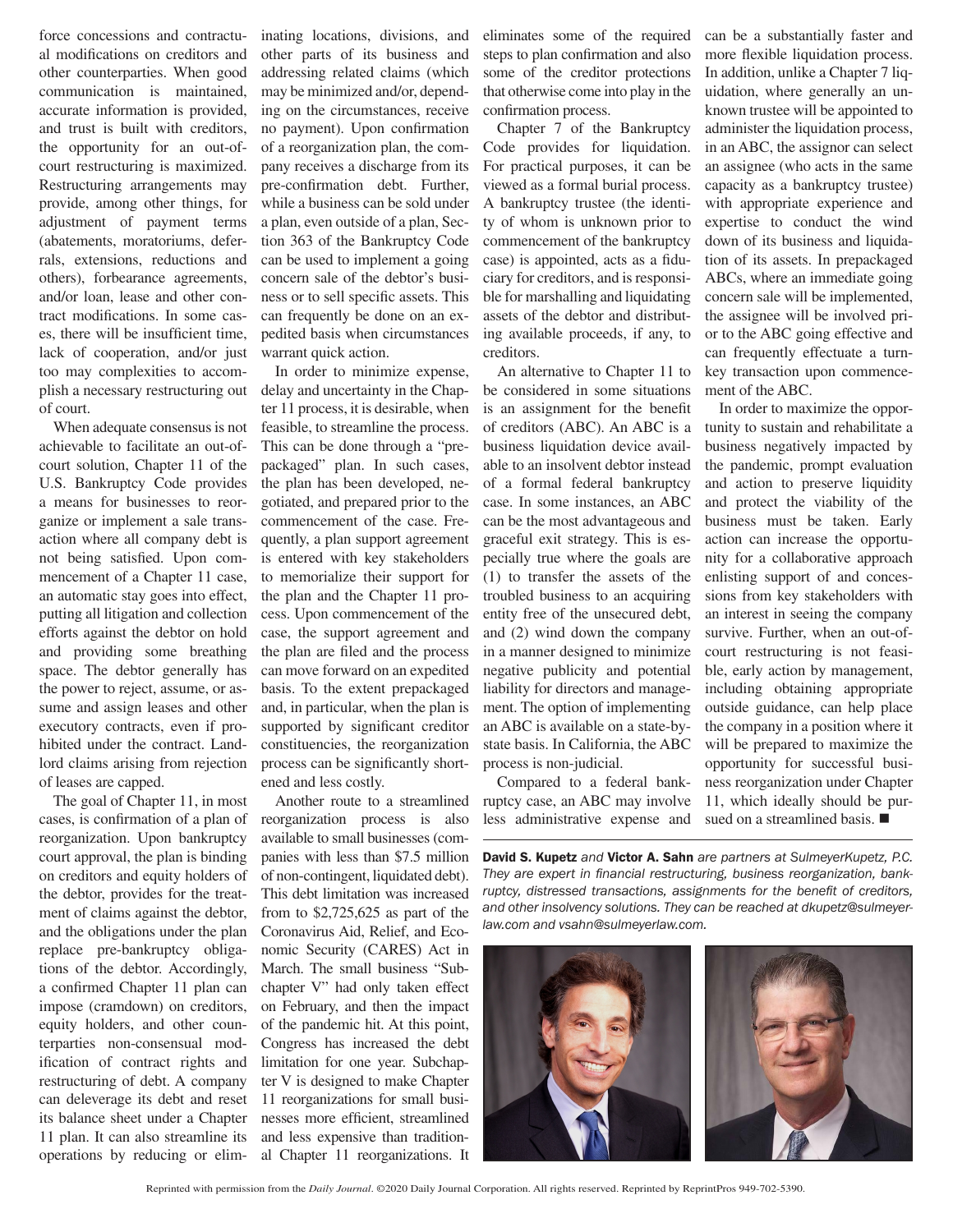force concessions and contractual modifications on creditors and other counterparties. When good communication is maintained, accurate information is provided, and trust is built with creditors, the opportunity for an out-of-court restructuring is maximized. Restructuring arrangements may provide, among other things, for adjustment of payment terms (abatements, moratoriums, deferrals, extensions, reductions and others), forbearance agreements, and/or loan, lease and other contract modifications. In some cases, there will be insufficient time, lack of cooperation, and/or just too may complexities to accomplish a necessary restructuring out of court.

When adequate consensus is not achievable to facilitate an out-of-court solution, Chapter 11 of the U.S. Bankruptcy Code provides a means for businesses to reorganize or implement a sale transaction where all company debt is not being satisfied. Upon commencement of a Chapter 11 case, an automatic stay goes into effect, putting all litigation and collection efforts against the debtor on hold and providing some breathing space. The debtor generally has the power to reject, assume, or assume and assign leases and other executory contracts, even if prohibited under the contract. Landlord claims arising from rejection of leases are capped.

The goal of Chapter 11, in most cases, is confirmation of a plan of reorganization. Upon bankruptcy court approval, the plan is binding on creditors and equity holders of the debtor, provides for the treatment of claims against the debtor, and the obligations under the plan replace pre-bankruptcy obligations of the debtor. Accordingly, a confirmed Chapter 11 plan can impose (cramdown) on creditors, equity holders, and other counterparties non-consensual modification of contract rights and restructuring of debt. A company can deleverage its debt and reset its balance sheet under a Chapter 11 plan. It can also streamline its operations by reducing or eliminating locations, divisions, and other parts of its business and addressing related claims (which may be minimized and/or, depending on the circumstances, receive no payment). Upon confirmation of a reorganization plan, the company receives a discharge from its pre-confirmation debt. Further, while a business can be sold under a plan, even outside of a plan, Section 363 of the Bankruptcy Code can be used to implement a going concern sale of the debtor's business or to sell specific assets. This can frequently be done on an expedited basis when circumstances warrant quick action.

In order to minimize expense, delay and uncertainty in the Chapter 11 process, it is desirable, when feasible, to streamline the process. This can be done through a "prepackaged" plan. In such cases, the plan has been developed, negotiated, and prepared prior to the commencement of the case. Frequently, a plan support agreement is entered with key stakeholders to memorialize their support for the plan and the Chapter 11 process. Upon commencement of the case, the support agreement and the plan are filed and the process can move forward on an expedited basis. To the extent prepackaged and, in particular, when the plan is supported by significant creditor constituencies, the reorganization process can be significantly shortened and less costly.

Another route to a streamlined reorganization process is also available to small businesses (companies with less than $7.5 million of non-contingent, liquidated debt). This debt limitation was increased from to $2,725,625 as part of the Coronavirus Aid, Relief, and Economic Security (CARES) Act in March. The small business "Subchapter V" had only taken effect on February, and then the impact of the pandemic hit. At this point, Congress has increased the debt limitation for one year. Subchapter V is designed to make Chapter 11 reorganizations for small businesses more efficient, streamlined and less expensive than traditional Chapter 11 reorganizations. It eliminates some of the required steps to plan confirmation and also some of the creditor protections that otherwise come into play in the confirmation process.

Chapter 7 of the Bankruptcy Code provides for liquidation. For practical purposes, it can be viewed as a formal burial process. A bankruptcy trustee (the identity of whom is unknown prior to commencement of the bankruptcy case) is appointed, acts as a fiduciary for creditors, and is responsible for marshalling and liquidating assets of the debtor and distributing available proceeds, if any, to creditors.

An alternative to Chapter 11 to be considered in some situations is an assignment for the benefit of creditors (ABC). An ABC is a business liquidation device available to an insolvent debtor instead of a formal federal bankruptcy case. In some instances, an ABC can be the most advantageous and graceful exit strategy. This is especially true where the goals are (1) to transfer the assets of the troubled business to an acquiring entity free of the unsecured debt, and (2) wind down the company in a manner designed to minimize negative publicity and potential liability for directors and management. The option of implementing an ABC is available on a state-by-state basis. In California, the ABC process is non-judicial.

Compared to a federal bankruptcy case, an ABC may involve less administrative expense and can be a substantially faster and more flexible liquidation process. In addition, unlike a Chapter 7 liquidation, where generally an unknown trustee will be appointed to administer the liquidation process, in an ABC, the assignor can select an assignee (who acts in the same capacity as a bankruptcy trustee) with appropriate experience and expertise to conduct the wind down of its business and liquidation of its assets. In prepackaged ABCs, where an immediate going concern sale will be implemented, the assignee will be involved prior to the ABC going effective and can frequently effectuate a turnkey transaction upon commencement of the ABC.

In order to maximize the opportunity to sustain and rehabilitate a business negatively impacted by the pandemic, prompt evaluation and action to preserve liquidity and protect the viability of the business must be taken. Early action can increase the opportunity for a collaborative approach enlisting support of and concessions from key stakeholders with an interest in seeing the company survive. Further, when an out-of-court restructuring is not feasible, early action by management, including obtaining appropriate outside guidance, can help place the company in a position where it will be prepared to maximize the opportunity for successful business reorganization under Chapter 11, which ideally should be pursued on a streamlined basis. ■

---

**David S. Kupetz** *and* **Victor A. Sahn** *are partners at SulmeyerKupetz, P.C. They are expert in financial restructuring, business reorganization, bankruptcy, distressed transactions, assignments for the benefit of creditors, and other insolvency solutions. They can be reached at dkupetz@sulmeyerlaw.com and vsahn@sulmeyerlaw.com.*

Reprinted with permission from the *Daily Journal*. ©2020 Daily Journal Corporation. All rights reserved. Reprinted by ReprintPros 949-702-5390.